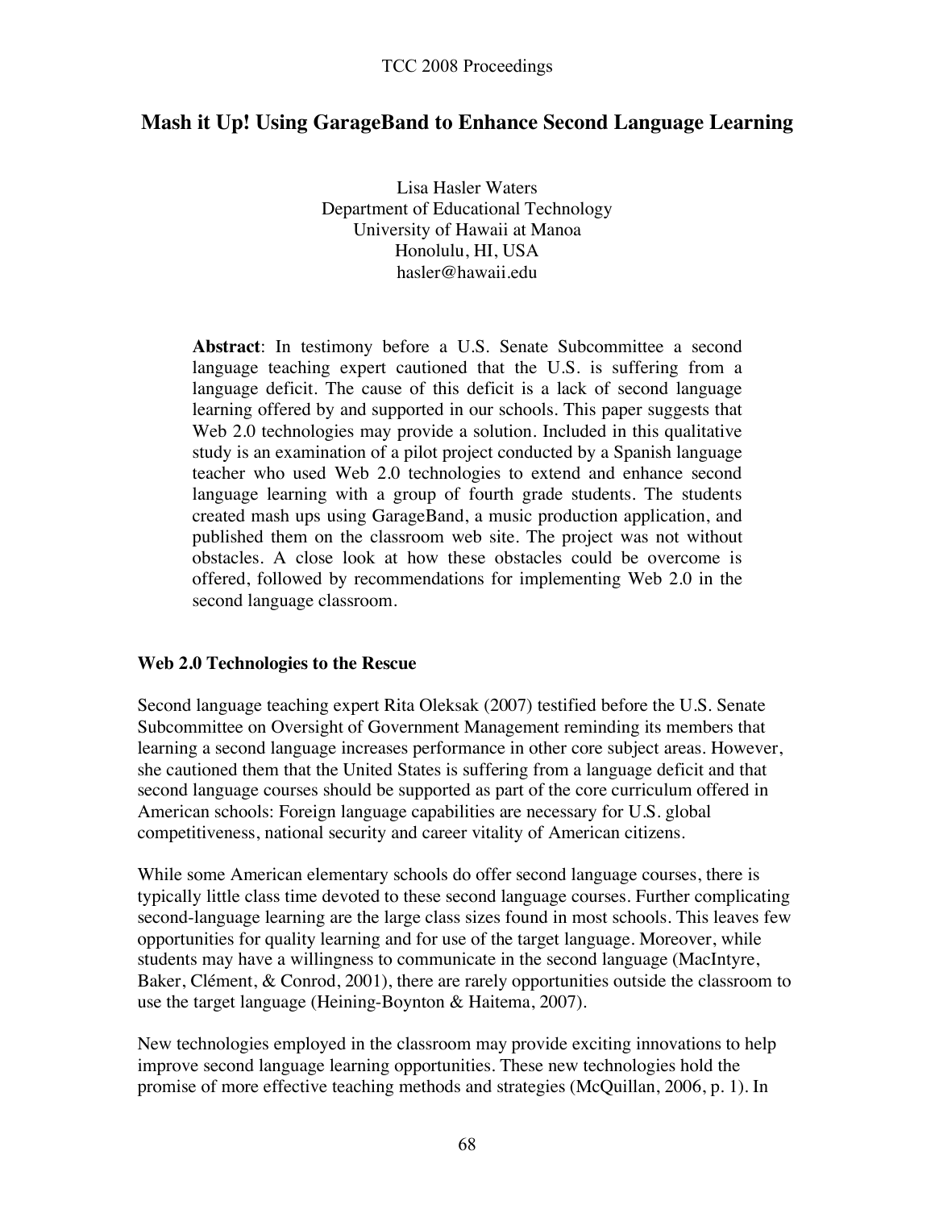# Mash it Up! Using GarageBand to Enhance Second Language Learning

Lisa Hasler Waters
Department of Educational Technology
University of Hawaii at Manoa
Honolulu, HI, USA
hasler@hawaii.edu

**Abstract**: In testimony before a U.S. Senate Subcommittee a second language teaching expert cautioned that the U.S. is suffering from a language deficit. The cause of this deficit is a lack of second language learning offered by and supported in our schools. This paper suggests that Web 2.0 technologies may provide a solution. Included in this qualitative study is an examination of a pilot project conducted by a Spanish language teacher who used Web 2.0 technologies to extend and enhance second language learning with a group of fourth grade students. The students created mash ups using GarageBand, a music production application, and published them on the classroom web site. The project was not without obstacles. A close look at how these obstacles could be overcome is offered, followed by recommendations for implementing Web 2.0 in the second language classroom.

## Web 2.0 Technologies to the Rescue

Second language teaching expert Rita Oleksak (2007) testified before the U.S. Senate Subcommittee on Oversight of Government Management reminding its members that learning a second language increases performance in other core subject areas. However, she cautioned them that the United States is suffering from a language deficit and that second language courses should be supported as part of the core curriculum offered in American schools: Foreign language capabilities are necessary for U.S. global competitiveness, national security and career vitality of American citizens.

While some American elementary schools do offer second language courses, there is typically little class time devoted to these second language courses. Further complicating second-language learning are the large class sizes found in most schools. This leaves few opportunities for quality learning and for use of the target language. Moreover, while students may have a willingness to communicate in the second language (MacIntyre, Baker, Clément, & Conrod, 2001), there are rarely opportunities outside the classroom to use the target language (Heining-Boynton & Haitema, 2007).

New technologies employed in the classroom may provide exciting innovations to help improve second language learning opportunities. These new technologies hold the promise of more effective teaching methods and strategies (McQuillan, 2006, p. 1). In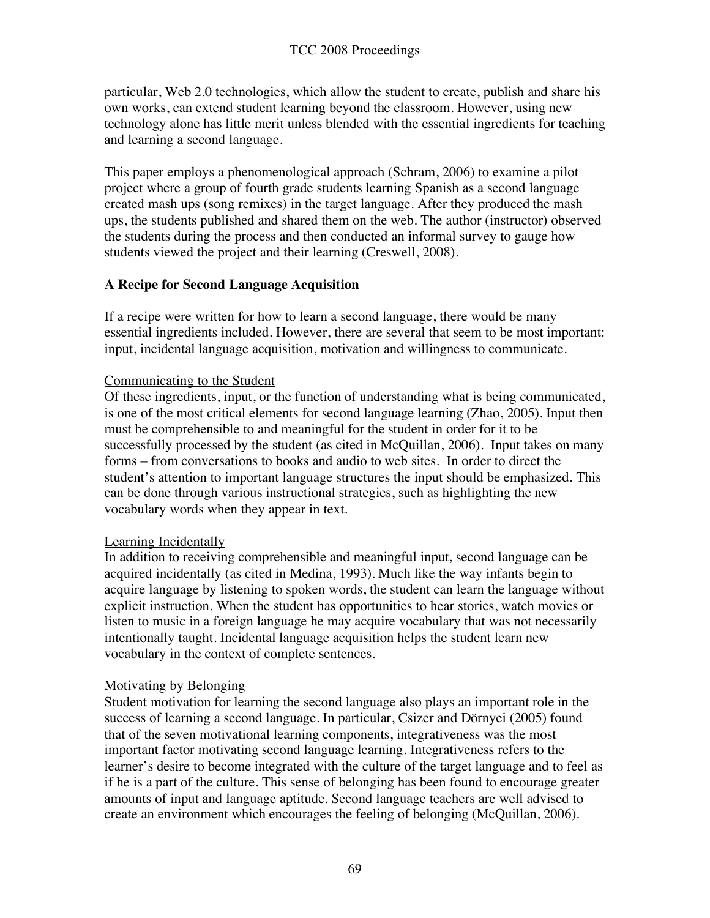particular, Web 2.0 technologies, which allow the student to create, publish and share his own works, can extend student learning beyond the classroom. However, using new technology alone has little merit unless blended with the essential ingredients for teaching and learning a second language.

This paper employs a phenomenological approach (Schram, 2006) to examine a pilot project where a group of fourth grade students learning Spanish as a second language created mash ups (song remixes) in the target language. After they produced the mash ups, the students published and shared them on the web. The author (instructor) observed the students during the process and then conducted an informal survey to gauge how students viewed the project and their learning (Creswell, 2008).

## A Recipe for Second Language Acquisition

If a recipe were written for how to learn a second language, there would be many essential ingredients included. However, there are several that seem to be most important: input, incidental language acquisition, motivation and willingness to communicate.

### Communicating to the Student

Of these ingredients, input, or the function of understanding what is being communicated, is one of the most critical elements for second language learning (Zhao, 2005). Input then must be comprehensible to and meaningful for the student in order for it to be successfully processed by the student (as cited in McQuillan, 2006). Input takes on many forms – from conversations to books and audio to web sites. In order to direct the student's attention to important language structures the input should be emphasized. This can be done through various instructional strategies, such as highlighting the new vocabulary words when they appear in text.

### Learning Incidentally

In addition to receiving comprehensible and meaningful input, second language can be acquired incidentally (as cited in Medina, 1993). Much like the way infants begin to acquire language by listening to spoken words, the student can learn the language without explicit instruction. When the student has opportunities to hear stories, watch movies or listen to music in a foreign language he may acquire vocabulary that was not necessarily intentionally taught. Incidental language acquisition helps the student learn new vocabulary in the context of complete sentences.

### Motivating by Belonging

Student motivation for learning the second language also plays an important role in the success of learning a second language. In particular, Csizer and Dörnyei (2005) found that of the seven motivational learning components, integrativeness was the most important factor motivating second language learning. Integrativeness refers to the learner's desire to become integrated with the culture of the target language and to feel as if he is a part of the culture. This sense of belonging has been found to encourage greater amounts of input and language aptitude. Second language teachers are well advised to create an environment which encourages the feeling of belonging (McQuillan, 2006).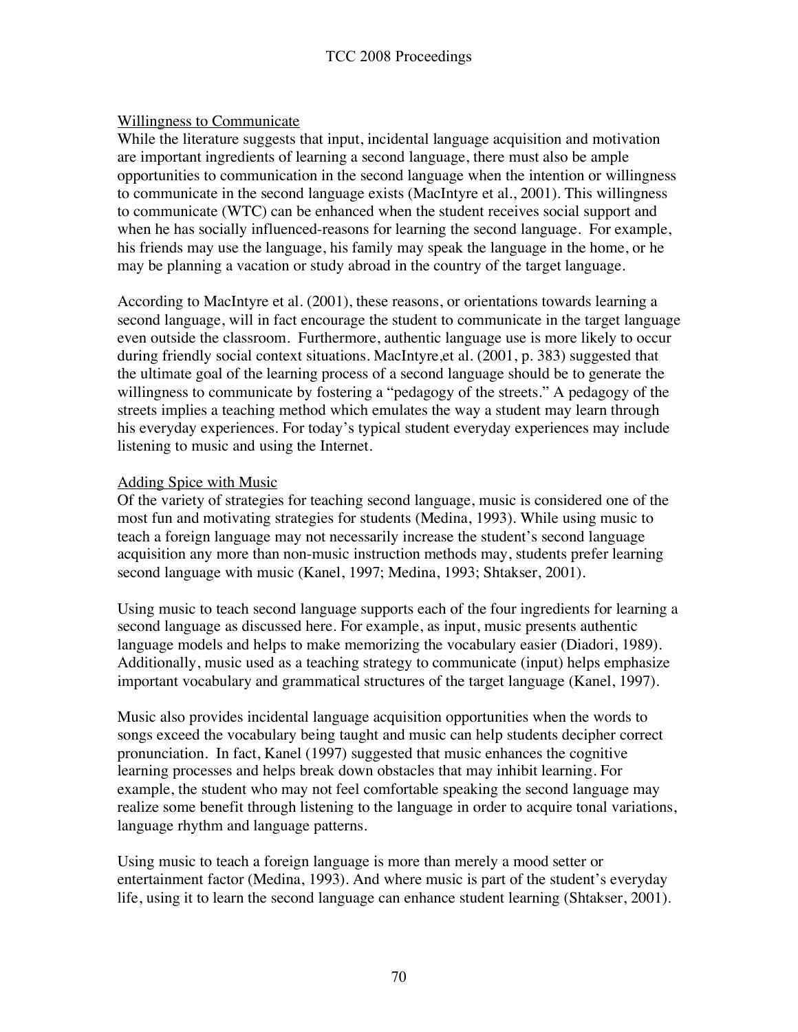<u>Willingness to Communicate</u>

While the literature suggests that input, incidental language acquisition and motivation are important ingredients of learning a second language, there must also be ample opportunities to communication in the second language when the intention or willingness to communicate in the second language exists (MacIntyre et al., 2001). This willingness to communicate (WTC) can be enhanced when the student receives social support and when he has socially influenced-reasons for learning the second language. For example, his friends may use the language, his family may speak the language in the home, or he may be planning a vacation or study abroad in the country of the target language.

According to MacIntyre et al. (2001), these reasons, or orientations towards learning a second language, will in fact encourage the student to communicate in the target language even outside the classroom. Furthermore, authentic language use is more likely to occur during friendly social context situations. MacIntyre,et al. (2001, p. 383) suggested that the ultimate goal of the learning process of a second language should be to generate the willingness to communicate by fostering a "pedagogy of the streets." A pedagogy of the streets implies a teaching method which emulates the way a student may learn through his everyday experiences. For today's typical student everyday experiences may include listening to music and using the Internet.

<u>Adding Spice with Music</u>

Of the variety of strategies for teaching second language, music is considered one of the most fun and motivating strategies for students (Medina, 1993). While using music to teach a foreign language may not necessarily increase the student's second language acquisition any more than non-music instruction methods may, students prefer learning second language with music (Kanel, 1997; Medina, 1993; Shtakser, 2001).

Using music to teach second language supports each of the four ingredients for learning a second language as discussed here. For example, as input, music presents authentic language models and helps to make memorizing the vocabulary easier (Diadori, 1989). Additionally, music used as a teaching strategy to communicate (input) helps emphasize important vocabulary and grammatical structures of the target language (Kanel, 1997).

Music also provides incidental language acquisition opportunities when the words to songs exceed the vocabulary being taught and music can help students decipher correct pronunciation. In fact, Kanel (1997) suggested that music enhances the cognitive learning processes and helps break down obstacles that may inhibit learning. For example, the student who may not feel comfortable speaking the second language may realize some benefit through listening to the language in order to acquire tonal variations, language rhythm and language patterns.

Using music to teach a foreign language is more than merely a mood setter or entertainment factor (Medina, 1993). And where music is part of the student's everyday life, using it to learn the second language can enhance student learning (Shtakser, 2001).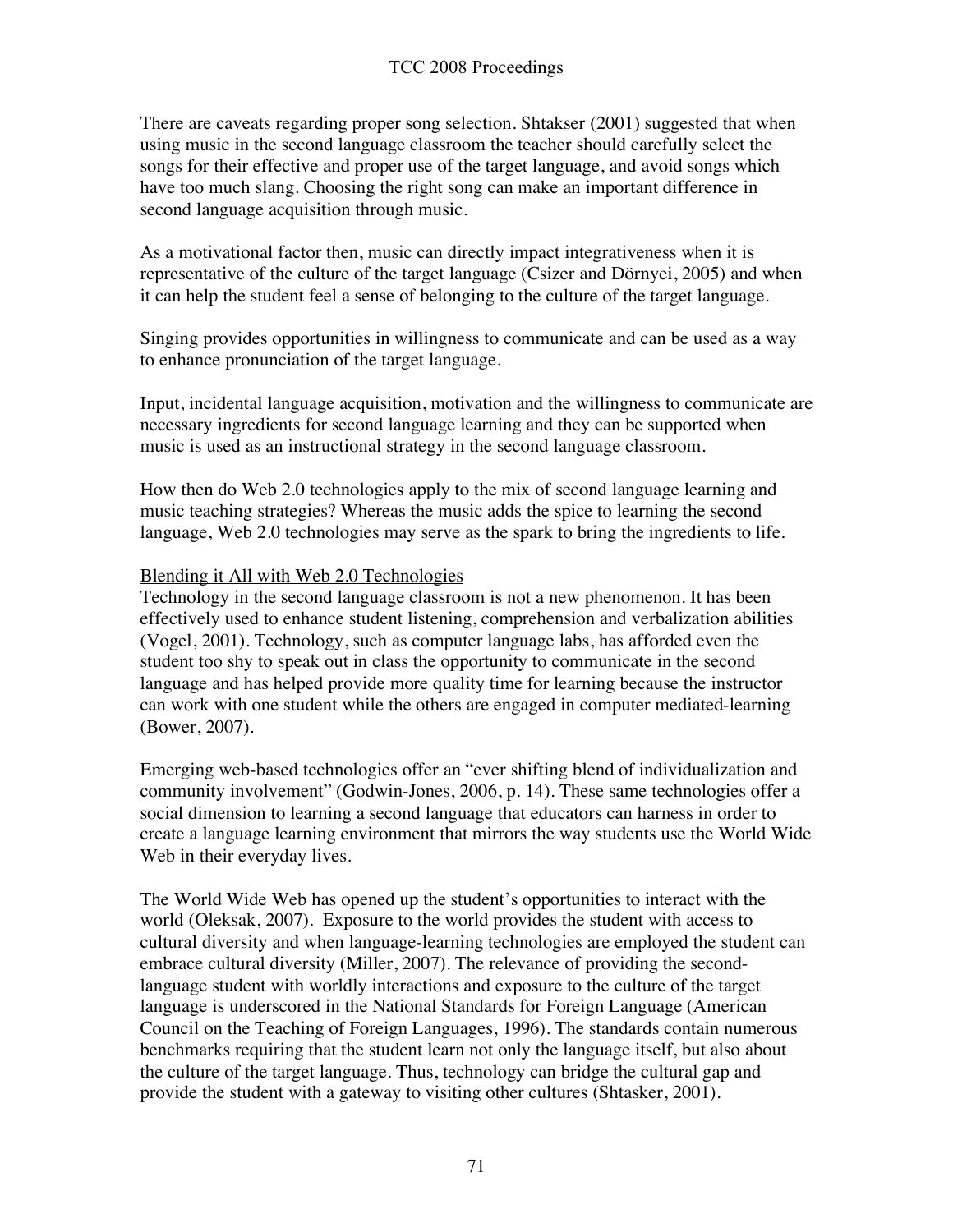There are caveats regarding proper song selection. Shtakser (2001) suggested that when using music in the second language classroom the teacher should carefully select the songs for their effective and proper use of the target language, and avoid songs which have too much slang. Choosing the right song can make an important difference in second language acquisition through music.

As a motivational factor then, music can directly impact integrativeness when it is representative of the culture of the target language (Csizer and Dörnyei, 2005) and when it can help the student feel a sense of belonging to the culture of the target language.

Singing provides opportunities in willingness to communicate and can be used as a way to enhance pronunciation of the target language.

Input, incidental language acquisition, motivation and the willingness to communicate are necessary ingredients for second language learning and they can be supported when music is used as an instructional strategy in the second language classroom.

How then do Web 2.0 technologies apply to the mix of second language learning and music teaching strategies? Whereas the music adds the spice to learning the second language, Web 2.0 technologies may serve as the spark to bring the ingredients to life.

## Blending it All with Web 2.0 Technologies

Technology in the second language classroom is not a new phenomenon. It has been effectively used to enhance student listening, comprehension and verbalization abilities (Vogel, 2001). Technology, such as computer language labs, has afforded even the student too shy to speak out in class the opportunity to communicate in the second language and has helped provide more quality time for learning because the instructor can work with one student while the others are engaged in computer mediated-learning (Bower, 2007).

Emerging web-based technologies offer an "ever shifting blend of individualization and community involvement" (Godwin-Jones, 2006, p. 14). These same technologies offer a social dimension to learning a second language that educators can harness in order to create a language learning environment that mirrors the way students use the World Wide Web in their everyday lives.

The World Wide Web has opened up the student's opportunities to interact with the world (Oleksak, 2007). Exposure to the world provides the student with access to cultural diversity and when language-learning technologies are employed the student can embrace cultural diversity (Miller, 2007). The relevance of providing the second-language student with worldly interactions and exposure to the culture of the target language is underscored in the National Standards for Foreign Language (American Council on the Teaching of Foreign Languages, 1996). The standards contain numerous benchmarks requiring that the student learn not only the language itself, but also about the culture of the target language. Thus, technology can bridge the cultural gap and provide the student with a gateway to visiting other cultures (Shtasker, 2001).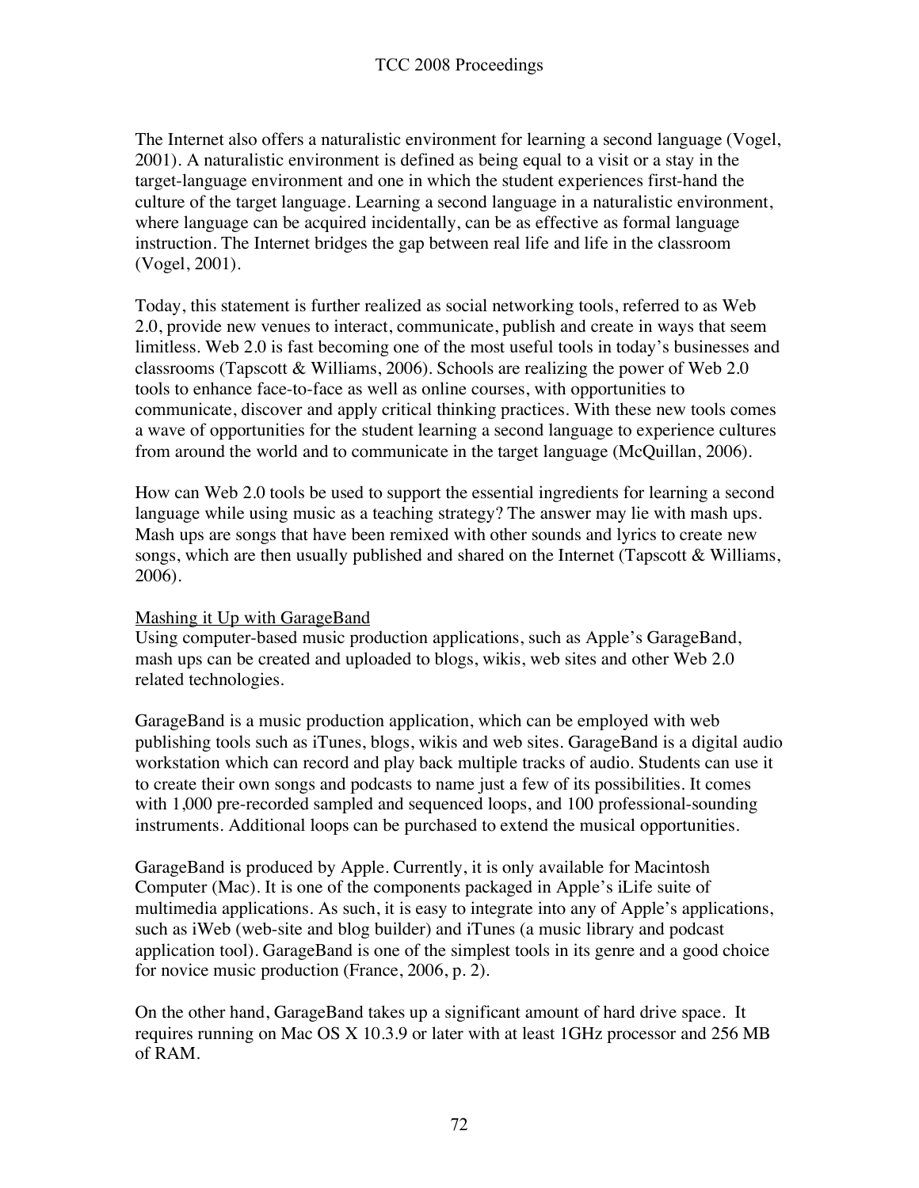The Internet also offers a naturalistic environment for learning a second language (Vogel, 2001). A naturalistic environment is defined as being equal to a visit or a stay in the target-language environment and one in which the student experiences first-hand the culture of the target language. Learning a second language in a naturalistic environment, where language can be acquired incidentally, can be as effective as formal language instruction. The Internet bridges the gap between real life and life in the classroom (Vogel, 2001).

Today, this statement is further realized as social networking tools, referred to as Web 2.0, provide new venues to interact, communicate, publish and create in ways that seem limitless. Web 2.0 is fast becoming one of the most useful tools in today's businesses and classrooms (Tapscott & Williams, 2006). Schools are realizing the power of Web 2.0 tools to enhance face-to-face as well as online courses, with opportunities to communicate, discover and apply critical thinking practices. With these new tools comes a wave of opportunities for the student learning a second language to experience cultures from around the world and to communicate in the target language (McQuillan, 2006).

How can Web 2.0 tools be used to support the essential ingredients for learning a second language while using music as a teaching strategy? The answer may lie with mash ups. Mash ups are songs that have been remixed with other sounds and lyrics to create new songs, which are then usually published and shared on the Internet (Tapscott & Williams, 2006).

## Mashing it Up with GarageBand

Using computer-based music production applications, such as Apple's GarageBand, mash ups can be created and uploaded to blogs, wikis, web sites and other Web 2.0 related technologies.

GarageBand is a music production application, which can be employed with web publishing tools such as iTunes, blogs, wikis and web sites. GarageBand is a digital audio workstation which can record and play back multiple tracks of audio. Students can use it to create their own songs and podcasts to name just a few of its possibilities. It comes with 1,000 pre-recorded sampled and sequenced loops, and 100 professional-sounding instruments. Additional loops can be purchased to extend the musical opportunities.

GarageBand is produced by Apple. Currently, it is only available for Macintosh Computer (Mac). It is one of the components packaged in Apple's iLife suite of multimedia applications. As such, it is easy to integrate into any of Apple's applications, such as iWeb (web-site and blog builder) and iTunes (a music library and podcast application tool). GarageBand is one of the simplest tools in its genre and a good choice for novice music production (France, 2006, p. 2).

On the other hand, GarageBand takes up a significant amount of hard drive space. It requires running on Mac OS X 10.3.9 or later with at least 1GHz processor and 256 MB of RAM.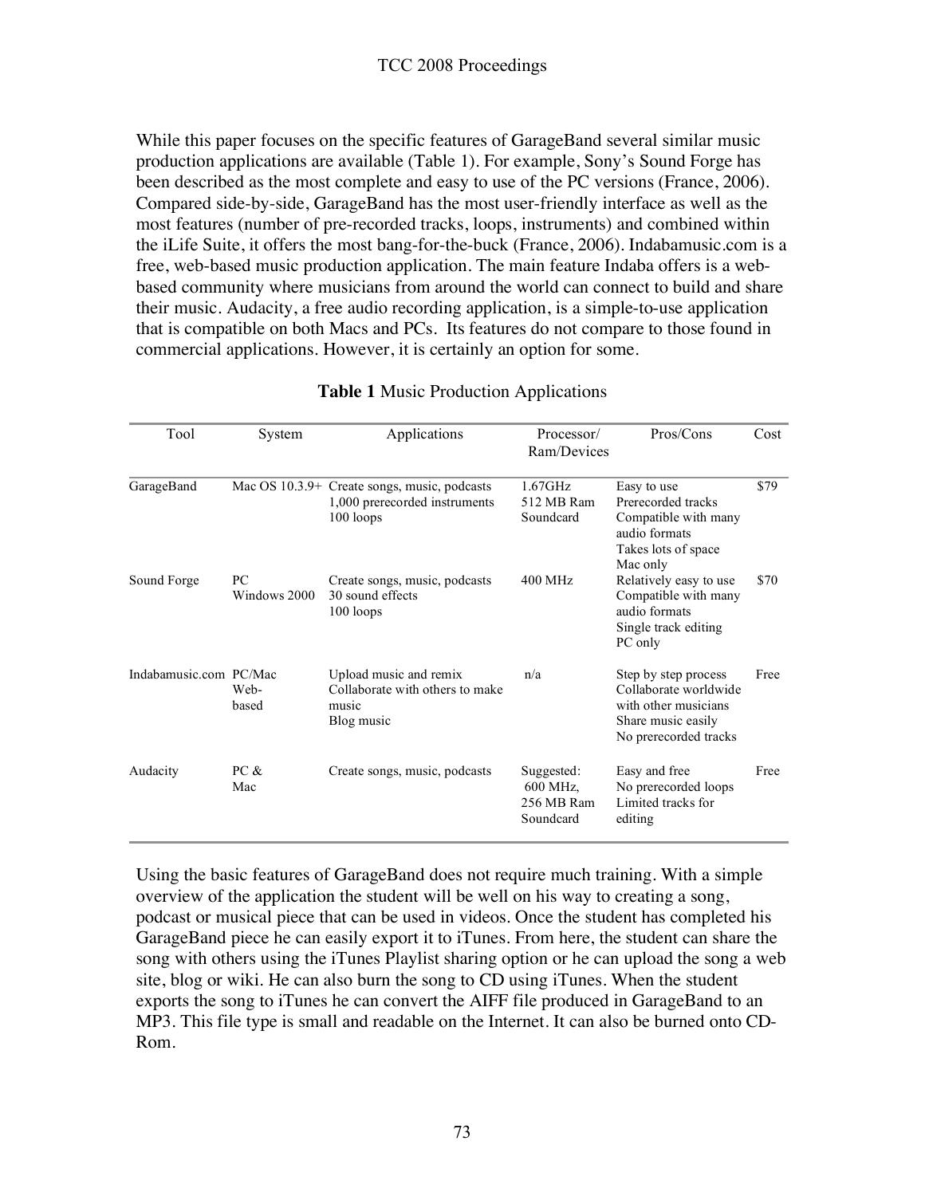While this paper focuses on the specific features of GarageBand several similar music production applications are available (Table 1). For example, Sony's Sound Forge has been described as the most complete and easy to use of the PC versions (France, 2006). Compared side-by-side, GarageBand has the most user-friendly interface as well as the most features (number of pre-recorded tracks, loops, instruments) and combined within the iLife Suite, it offers the most bang-for-the-buck (France, 2006). Indabamusic.com is a free, web-based music production application. The main feature Indaba offers is a web-based community where musicians from around the world can connect to build and share their music. Audacity, a free audio recording application, is a simple-to-use application that is compatible on both Macs and PCs. Its features do not compare to those found in commercial applications. However, it is certainly an option for some.

**Table 1** Music Production Applications

| Tool | System | Applications | Processor/ Ram/Devices | Pros/Cons | Cost |
|---|---|---|---|---|---|
| GarageBand | Mac OS 10.3.9+ | Create songs, music, podcasts<br>1,000 prerecorded instruments<br>100 loops | 1.67GHz<br>512 MB Ram<br>Soundcard | Easy to use<br>Prerecorded tracks<br>Compatible with many audio formats<br>Takes lots of space<br>Mac only | $79 |
| Sound Forge | PC<br>Windows 2000 | Create songs, music, podcasts<br>30 sound effects<br>100 loops | 400 MHz | Relatively easy to use<br>Compatible with many audio formats<br>Single track editing<br>PC only | $70 |
| Indabamusic.com | PC/Mac<br>Web-based | Upload music and remix<br>Collaborate with others to make music<br>Blog music | n/a | Step by step process<br>Collaborate worldwide with other musicians<br>Share music easily<br>No prerecorded tracks | Free |
| Audacity | PC &<br>Mac | Create songs, music, podcasts | Suggested:<br>600 MHz,<br>256 MB Ram<br>Soundcard | Easy and free<br>No prerecorded loops<br>Limited tracks for editing | Free |

Using the basic features of GarageBand does not require much training. With a simple overview of the application the student will be well on his way to creating a song, podcast or musical piece that can be used in videos. Once the student has completed his GarageBand piece he can easily export it to iTunes. From here, the student can share the song with others using the iTunes Playlist sharing option or he can upload the song a web site, blog or wiki. He can also burn the song to CD using iTunes. When the student exports the song to iTunes he can convert the AIFF file produced in GarageBand to an MP3. This file type is small and readable on the Internet. It can also be burned onto CD-Rom.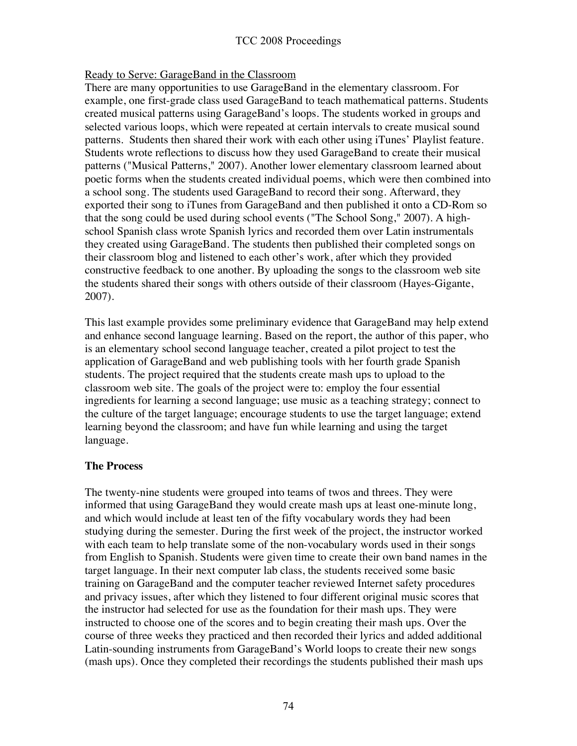Ready to Serve: GarageBand in the Classroom

There are many opportunities to use GarageBand in the elementary classroom. For example, one first-grade class used GarageBand to teach mathematical patterns. Students created musical patterns using GarageBand's loops. The students worked in groups and selected various loops, which were repeated at certain intervals to create musical sound patterns. Students then shared their work with each other using iTunes' Playlist feature. Students wrote reflections to discuss how they used GarageBand to create their musical patterns ("Musical Patterns," 2007). Another lower elementary classroom learned about poetic forms when the students created individual poems, which were then combined into a school song. The students used GarageBand to record their song. Afterward, they exported their song to iTunes from GarageBand and then published it onto a CD-Rom so that the song could be used during school events ("The School Song," 2007). A high-school Spanish class wrote Spanish lyrics and recorded them over Latin instrumentals they created using GarageBand. The students then published their completed songs on their classroom blog and listened to each other's work, after which they provided constructive feedback to one another. By uploading the songs to the classroom web site the students shared their songs with others outside of their classroom (Hayes-Gigante, 2007).

This last example provides some preliminary evidence that GarageBand may help extend and enhance second language learning. Based on the report, the author of this paper, who is an elementary school second language teacher, created a pilot project to test the application of GarageBand and web publishing tools with her fourth grade Spanish students. The project required that the students create mash ups to upload to the classroom web site. The goals of the project were to: employ the four essential ingredients for learning a second language; use music as a teaching strategy; connect to the culture of the target language; encourage students to use the target language; extend learning beyond the classroom; and have fun while learning and using the target language.

**The Process**

The twenty-nine students were grouped into teams of twos and threes. They were informed that using GarageBand they would create mash ups at least one-minute long, and which would include at least ten of the fifty vocabulary words they had been studying during the semester. During the first week of the project, the instructor worked with each team to help translate some of the non-vocabulary words used in their songs from English to Spanish. Students were given time to create their own band names in the target language. In their next computer lab class, the students received some basic training on GarageBand and the computer teacher reviewed Internet safety procedures and privacy issues, after which they listened to four different original music scores that the instructor had selected for use as the foundation for their mash ups. They were instructed to choose one of the scores and to begin creating their mash ups. Over the course of three weeks they practiced and then recorded their lyrics and added additional Latin-sounding instruments from GarageBand's World loops to create their new songs (mash ups). Once they completed their recordings the students published their mash ups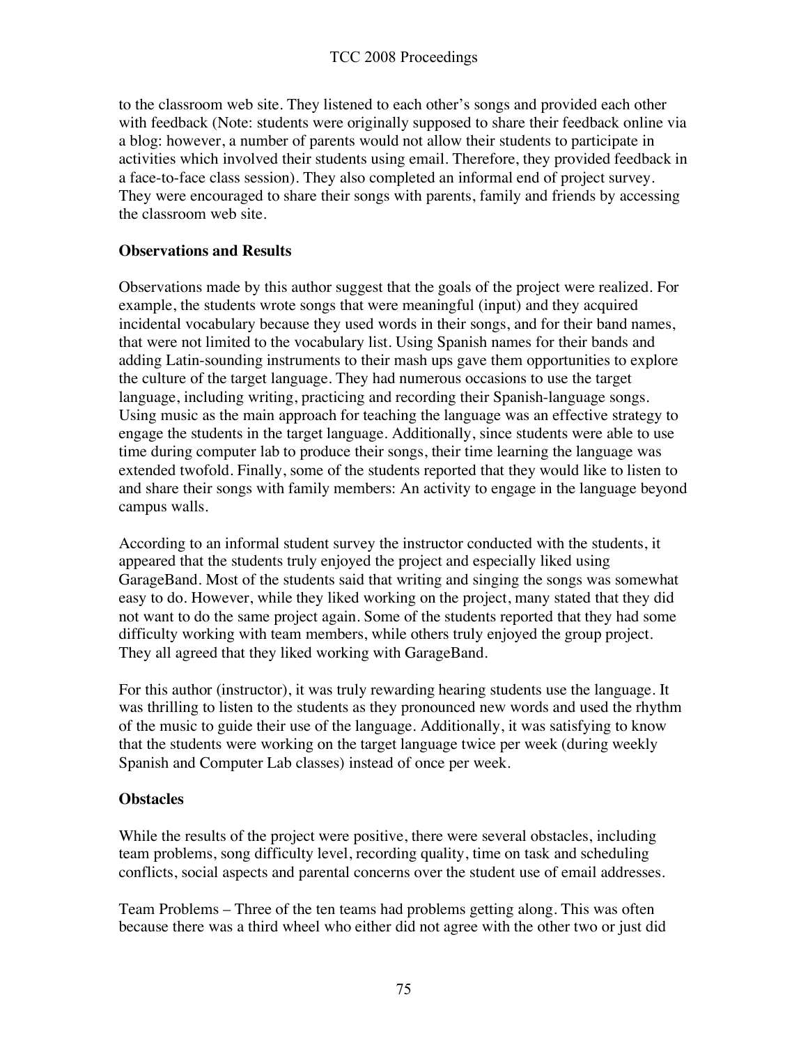to the classroom web site. They listened to each other's songs and provided each other with feedback (Note: students were originally supposed to share their feedback online via a blog: however, a number of parents would not allow their students to participate in activities which involved their students using email. Therefore, they provided feedback in a face-to-face class session). They also completed an informal end of project survey. They were encouraged to share their songs with parents, family and friends by accessing the classroom web site.

**Observations and Results**

Observations made by this author suggest that the goals of the project were realized. For example, the students wrote songs that were meaningful (input) and they acquired incidental vocabulary because they used words in their songs, and for their band names, that were not limited to the vocabulary list. Using Spanish names for their bands and adding Latin-sounding instruments to their mash ups gave them opportunities to explore the culture of the target language. They had numerous occasions to use the target language, including writing, practicing and recording their Spanish-language songs. Using music as the main approach for teaching the language was an effective strategy to engage the students in the target language. Additionally, since students were able to use time during computer lab to produce their songs, their time learning the language was extended twofold. Finally, some of the students reported that they would like to listen to and share their songs with family members: An activity to engage in the language beyond campus walls.

According to an informal student survey the instructor conducted with the students, it appeared that the students truly enjoyed the project and especially liked using GarageBand. Most of the students said that writing and singing the songs was somewhat easy to do. However, while they liked working on the project, many stated that they did not want to do the same project again. Some of the students reported that they had some difficulty working with team members, while others truly enjoyed the group project. They all agreed that they liked working with GarageBand.

For this author (instructor), it was truly rewarding hearing students use the language. It was thrilling to listen to the students as they pronounced new words and used the rhythm of the music to guide their use of the language. Additionally, it was satisfying to know that the students were working on the target language twice per week (during weekly Spanish and Computer Lab classes) instead of once per week.

**Obstacles**

While the results of the project were positive, there were several obstacles, including team problems, song difficulty level, recording quality, time on task and scheduling conflicts, social aspects and parental concerns over the student use of email addresses.

Team Problems – Three of the ten teams had problems getting along. This was often because there was a third wheel who either did not agree with the other two or just did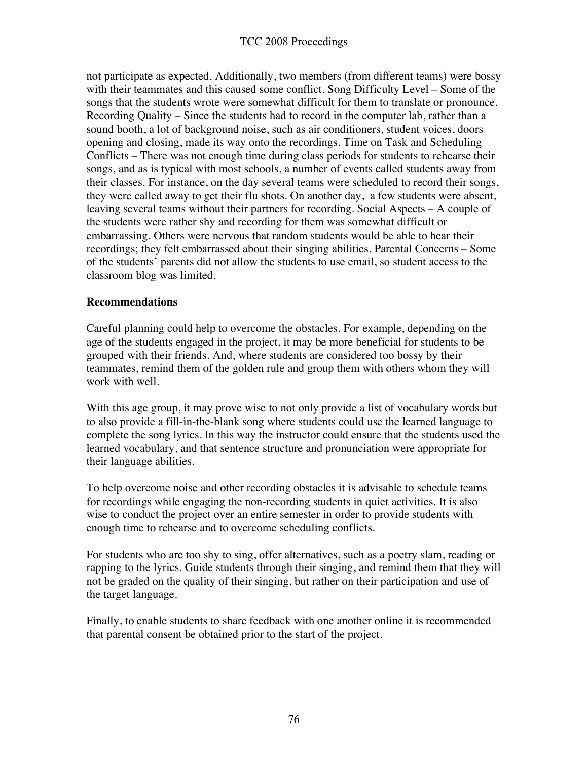not participate as expected. Additionally, two members (from different teams) were bossy with their teammates and this caused some conflict. Song Difficulty Level – Some of the songs that the students wrote were somewhat difficult for them to translate or pronounce. Recording Quality – Since the students had to record in the computer lab, rather than a sound booth, a lot of background noise, such as air conditioners, student voices, doors opening and closing, made its way onto the recordings. Time on Task and Scheduling Conflicts – There was not enough time during class periods for students to rehearse their songs, and as is typical with most schools, a number of events called students away from their classes. For instance, on the day several teams were scheduled to record their songs, they were called away to get their flu shots. On another day, a few students were absent, leaving several teams without their partners for recording. Social Aspects – A couple of the students were rather shy and recording for them was somewhat difficult or embarrassing. Others were nervous that random students would be able to hear their recordings; they felt embarrassed about their singing abilities. Parental Concerns – Some of the students' parents did not allow the students to use email, so student access to the classroom blog was limited.

**Recommendations**

Careful planning could help to overcome the obstacles. For example, depending on the age of the students engaged in the project, it may be more beneficial for students to be grouped with their friends. And, where students are considered too bossy by their teammates, remind them of the golden rule and group them with others whom they will work with well.

With this age group, it may prove wise to not only provide a list of vocabulary words but to also provide a fill-in-the-blank song where students could use the learned language to complete the song lyrics. In this way the instructor could ensure that the students used the learned vocabulary, and that sentence structure and pronunciation were appropriate for their language abilities.

To help overcome noise and other recording obstacles it is advisable to schedule teams for recordings while engaging the non-recording students in quiet activities. It is also wise to conduct the project over an entire semester in order to provide students with enough time to rehearse and to overcome scheduling conflicts.

For students who are too shy to sing, offer alternatives, such as a poetry slam, reading or rapping to the lyrics. Guide students through their singing, and remind them that they will not be graded on the quality of their singing, but rather on their participation and use of the target language.

Finally, to enable students to share feedback with one another online it is recommended that parental consent be obtained prior to the start of the project.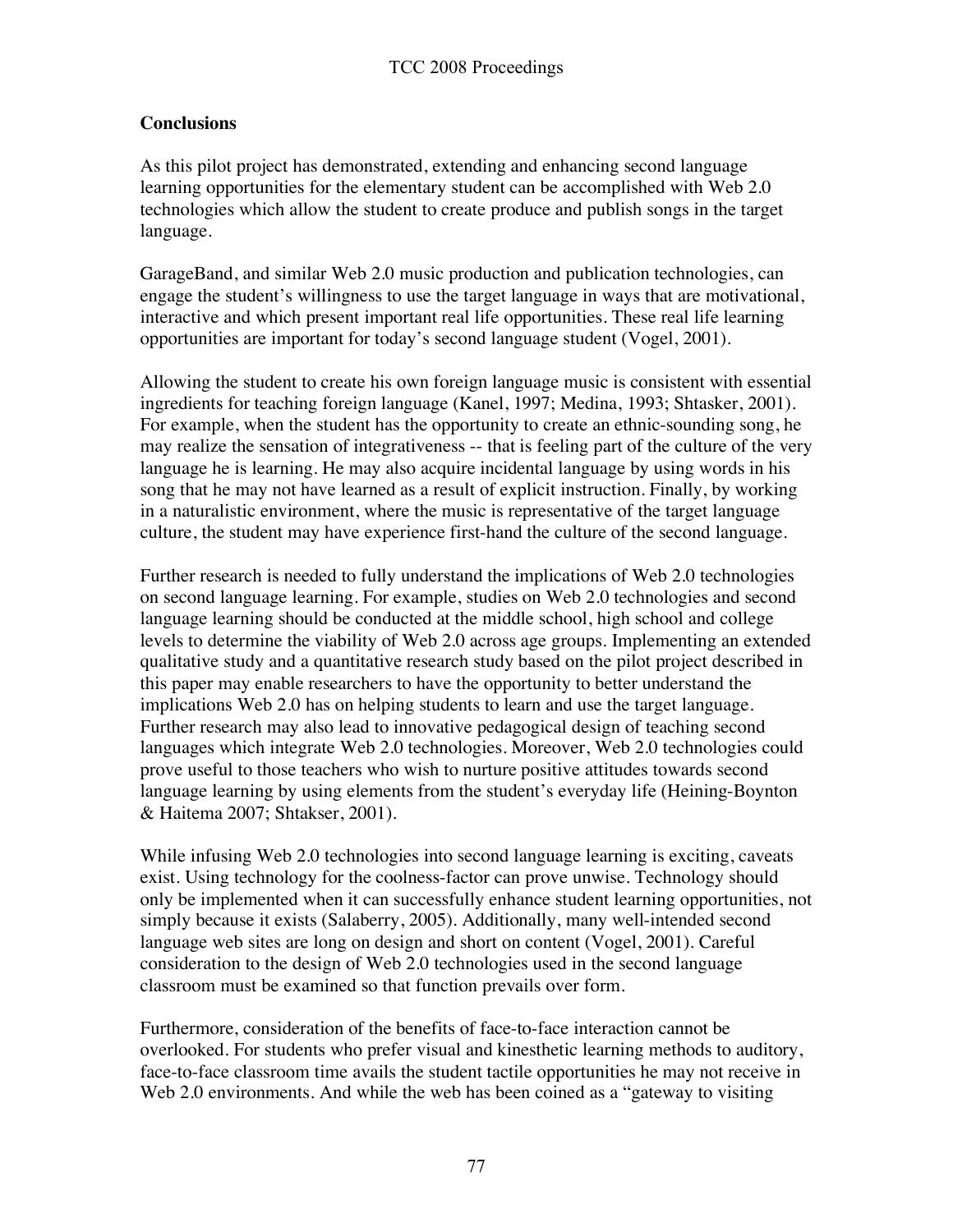### Conclusions

As this pilot project has demonstrated, extending and enhancing second language learning opportunities for the elementary student can be accomplished with Web 2.0 technologies which allow the student to create produce and publish songs in the target language.

GarageBand, and similar Web 2.0 music production and publication technologies, can engage the student's willingness to use the target language in ways that are motivational, interactive and which present important real life opportunities. These real life learning opportunities are important for today's second language student (Vogel, 2001).

Allowing the student to create his own foreign language music is consistent with essential ingredients for teaching foreign language (Kanel, 1997; Medina, 1993; Shtasker, 2001). For example, when the student has the opportunity to create an ethnic-sounding song, he may realize the sensation of integrativeness -- that is feeling part of the culture of the very language he is learning. He may also acquire incidental language by using words in his song that he may not have learned as a result of explicit instruction. Finally, by working in a naturalistic environment, where the music is representative of the target language culture, the student may have experience first-hand the culture of the second language.

Further research is needed to fully understand the implications of Web 2.0 technologies on second language learning. For example, studies on Web 2.0 technologies and second language learning should be conducted at the middle school, high school and college levels to determine the viability of Web 2.0 across age groups. Implementing an extended qualitative study and a quantitative research study based on the pilot project described in this paper may enable researchers to have the opportunity to better understand the implications Web 2.0 has on helping students to learn and use the target language. Further research may also lead to innovative pedagogical design of teaching second languages which integrate Web 2.0 technologies. Moreover, Web 2.0 technologies could prove useful to those teachers who wish to nurture positive attitudes towards second language learning by using elements from the student's everyday life (Heining-Boynton & Haitema 2007; Shtakser, 2001).

While infusing Web 2.0 technologies into second language learning is exciting, caveats exist. Using technology for the coolness-factor can prove unwise. Technology should only be implemented when it can successfully enhance student learning opportunities, not simply because it exists (Salaberry, 2005). Additionally, many well-intended second language web sites are long on design and short on content (Vogel, 2001). Careful consideration to the design of Web 2.0 technologies used in the second language classroom must be examined so that function prevails over form.

Furthermore, consideration of the benefits of face-to-face interaction cannot be overlooked. For students who prefer visual and kinesthetic learning methods to auditory, face-to-face classroom time avails the student tactile opportunities he may not receive in Web 2.0 environments. And while the web has been coined as a "gateway to visiting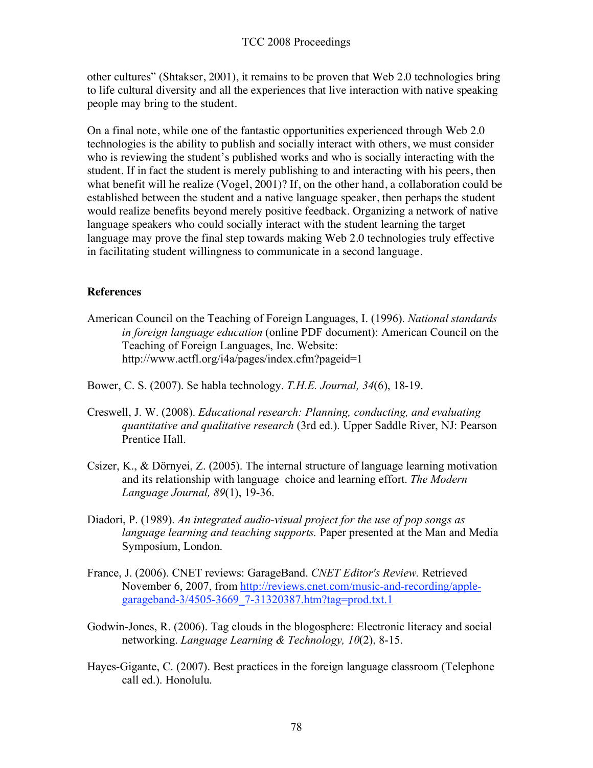other cultures" (Shtakser, 2001), it remains to be proven that Web 2.0 technologies bring to life cultural diversity and all the experiences that live interaction with native speaking people may bring to the student.

On a final note, while one of the fantastic opportunities experienced through Web 2.0 technologies is the ability to publish and socially interact with others, we must consider who is reviewing the student's published works and who is socially interacting with the student. If in fact the student is merely publishing to and interacting with his peers, then what benefit will he realize (Vogel, 2001)? If, on the other hand, a collaboration could be established between the student and a native language speaker, then perhaps the student would realize benefits beyond merely positive feedback. Organizing a network of native language speakers who could socially interact with the student learning the target language may prove the final step towards making Web 2.0 technologies truly effective in facilitating student willingness to communicate in a second language.

## References

American Council on the Teaching of Foreign Languages, I. (1996). *National standards in foreign language education* (online PDF document): American Council on the Teaching of Foreign Languages, Inc. Website: http://www.actfl.org/i4a/pages/index.cfm?pageid=1

Bower, C. S. (2007). Se habla technology. *T.H.E. Journal, 34*(6), 18-19.

Creswell, J. W. (2008). *Educational research: Planning, conducting, and evaluating quantitative and qualitative research* (3rd ed.). Upper Saddle River, NJ: Pearson Prentice Hall.

Csizer, K., & Dörnyei, Z. (2005). The internal structure of language learning motivation and its relationship with language choice and learning effort. *The Modern Language Journal, 89*(1), 19-36.

Diadori, P. (1989). *An integrated audio-visual project for the use of pop songs as language learning and teaching supports.* Paper presented at the Man and Media Symposium, London.

France, J. (2006). CNET reviews: GarageBand. *CNET Editor's Review.* Retrieved November 6, 2007, from http://reviews.cnet.com/music-and-recording/apple-garageband-3/4505-3669_7-31320387.htm?tag=prod.txt.1

Godwin-Jones, R. (2006). Tag clouds in the blogosphere: Electronic literacy and social networking. *Language Learning & Technology, 10*(2), 8-15.

Hayes-Gigante, C. (2007). Best practices in the foreign language classroom (Telephone call ed.). Honolulu.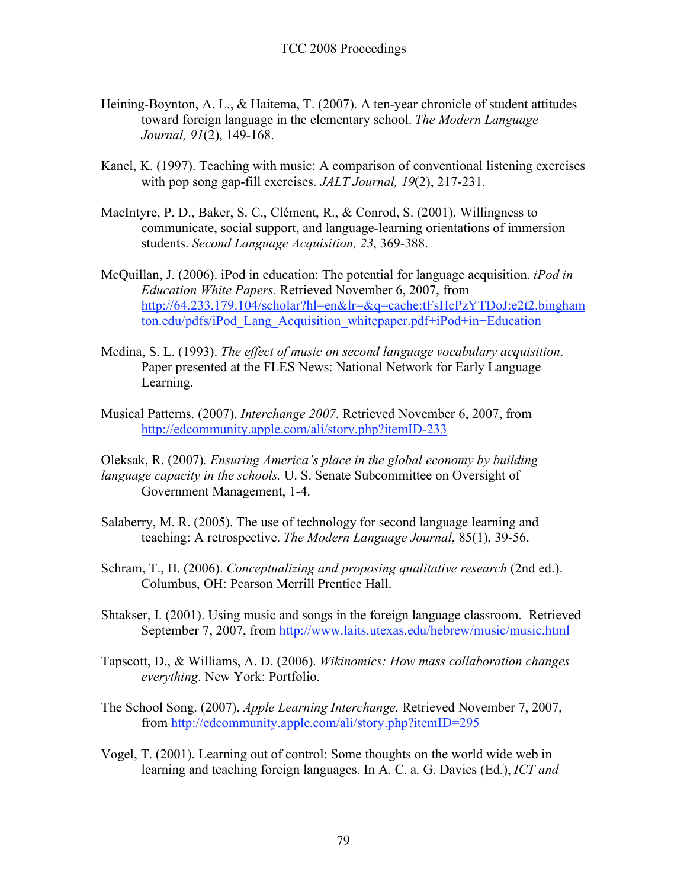Heining-Boynton, A. L., & Haitema, T. (2007). A ten-year chronicle of student attitudes toward foreign language in the elementary school. *The Modern Language Journal, 91*(2), 149-168.

Kanel, K. (1997). Teaching with music: A comparison of conventional listening exercises with pop song gap-fill exercises. *JALT Journal, 19*(2), 217-231.

MacIntyre, P. D., Baker, S. C., Clément, R., & Conrod, S. (2001). Willingness to communicate, social support, and language-learning orientations of immersion students. *Second Language Acquisition, 23*, 369-388.

McQuillan, J. (2006). iPod in education: The potential for language acquisition. *iPod in Education White Papers.* Retrieved November 6, 2007, from http://64.233.179.104/scholar?hl=en&lr=&q=cache:tFsHcPzYTDoJ:e2t2.binghamton.edu/pdfs/iPod_Lang_Acquisition_whitepaper.pdf+iPod+in+Education

Medina, S. L. (1993). *The effect of music on second language vocabulary acquisition*. Paper presented at the FLES News: National Network for Early Language Learning.

Musical Patterns. (2007). *Interchange 2007*. Retrieved November 6, 2007, from http://edcommunity.apple.com/ali/story.php?itemID-233

Oleksak, R. (2007). *Ensuring America's place in the global economy by building language capacity in the schools.* U. S. Senate Subcommittee on Oversight of Government Management, 1-4.

Salaberry, M. R. (2005). The use of technology for second language learning and teaching: A retrospective. *The Modern Language Journal*, 85(1), 39-56.

Schram, T., H. (2006). *Conceptualizing and proposing qualitative research* (2nd ed.). Columbus, OH: Pearson Merrill Prentice Hall.

Shtakser, I. (2001). Using music and songs in the foreign language classroom. Retrieved September 7, 2007, from http://www.laits.utexas.edu/hebrew/music/music.html

Tapscott, D., & Williams, A. D. (2006). *Wikinomics: How mass collaboration changes everything*. New York: Portfolio.

The School Song. (2007). *Apple Learning Interchange.* Retrieved November 7, 2007, from http://edcommunity.apple.com/ali/story.php?itemID=295

Vogel, T. (2001). Learning out of control: Some thoughts on the world wide web in learning and teaching foreign languages. In A. C. a. G. Davies (Ed.), *ICT and*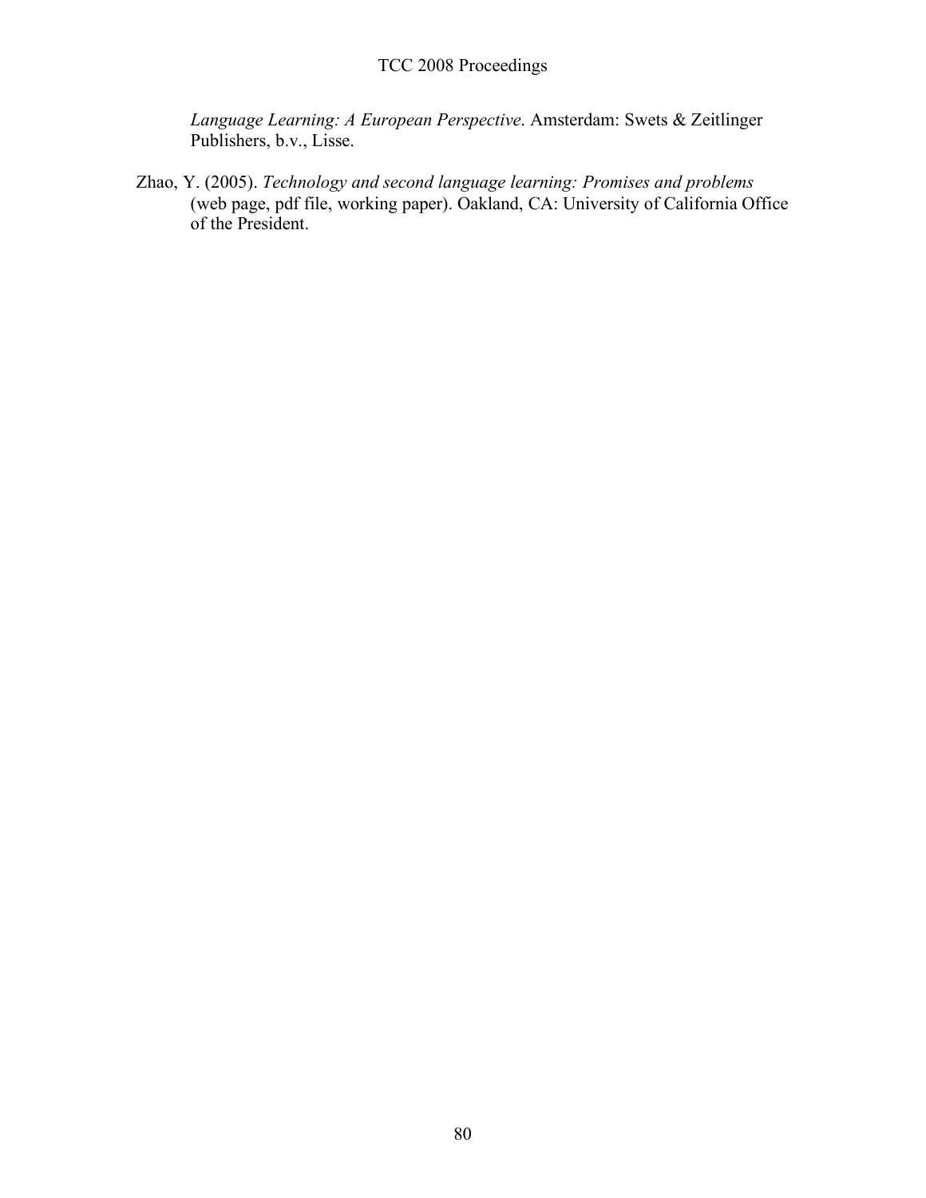*Language Learning: A European Perspective*. Amsterdam: Swets & Zeitlinger Publishers, b.v., Lisse.

Zhao, Y. (2005). *Technology and second language learning: Promises and problems* (web page, pdf file, working paper). Oakland, CA: University of California Office of the President.